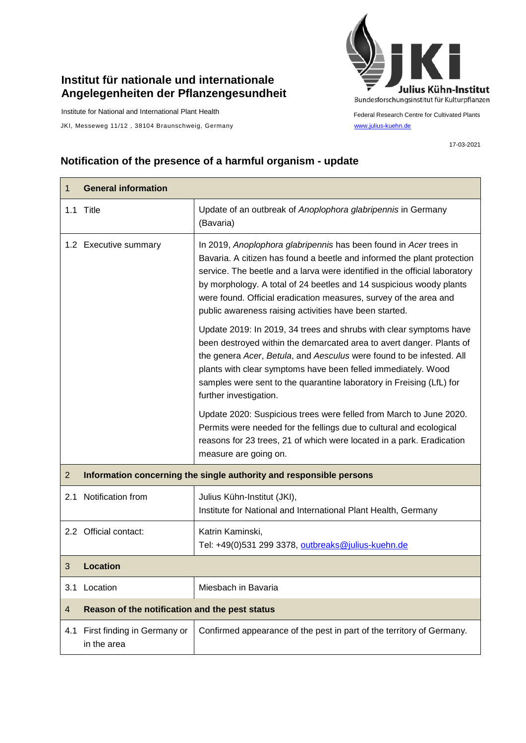**Institut für nationale und internationale Angelegenheiten der Pflanzengesundheit**

Institute for National and International Plant Health

JKI, Messeweg 11/12 , 38104 Braunschweig, Germany

Julius Kühn-Institut
Bundesforschungsinstitut für Kulturpflanzen

Federal Research Centre for Cultivated Plants

www.julius-kuehn.de

17-03-2021

## Notification of the presence of a harmful organism - update

| 1 General information | |
|---|---|
| 1.1 Title | Update of an outbreak of *Anoplophora glabripennis* in Germany (Bavaria) |
| 1.2 Executive summary | In 2019, *Anoplophora glabripennis* has been found in *Acer* trees in Bavaria. A citizen has found a beetle and informed the plant protection service. The beetle and a larva were identified in the official laboratory by morphology. A total of 24 beetles and 14 suspicious woody plants were found. Official eradication measures, survey of the area and public awareness raising activities have been started.<br><br>Update 2019: In 2019, 34 trees and shrubs with clear symptoms have been destroyed within the demarcated area to avert danger. Plants of the genera *Acer*, *Betula*, and *Aesculus* were found to be infested. All plants with clear symptoms have been felled immediately. Wood samples were sent to the quarantine laboratory in Freising (LfL) for further investigation.<br><br>Update 2020: Suspicious trees were felled from March to June 2020. Permits were needed for the fellings due to cultural and ecological reasons for 23 trees, 21 of which were located in a park. Eradication measure are going on. |
| **2 Information concerning the single authority and responsible persons** | |
| 2.1 Notification from | Julius Kühn-Institut (JKI),<br>Institute for National and International Plant Health, Germany |
| 2.2 Official contact: | Katrin Kaminski,<br>Tel: +49(0)531 299 3378, outbreaks@julius-kuehn.de |
| **3 Location** | |
| 3.1 Location | Miesbach in Bavaria |
| **4 Reason of the notification and the pest status** | |
| 4.1 First finding in Germany or in the area | Confirmed appearance of the pest in part of the territory of Germany. |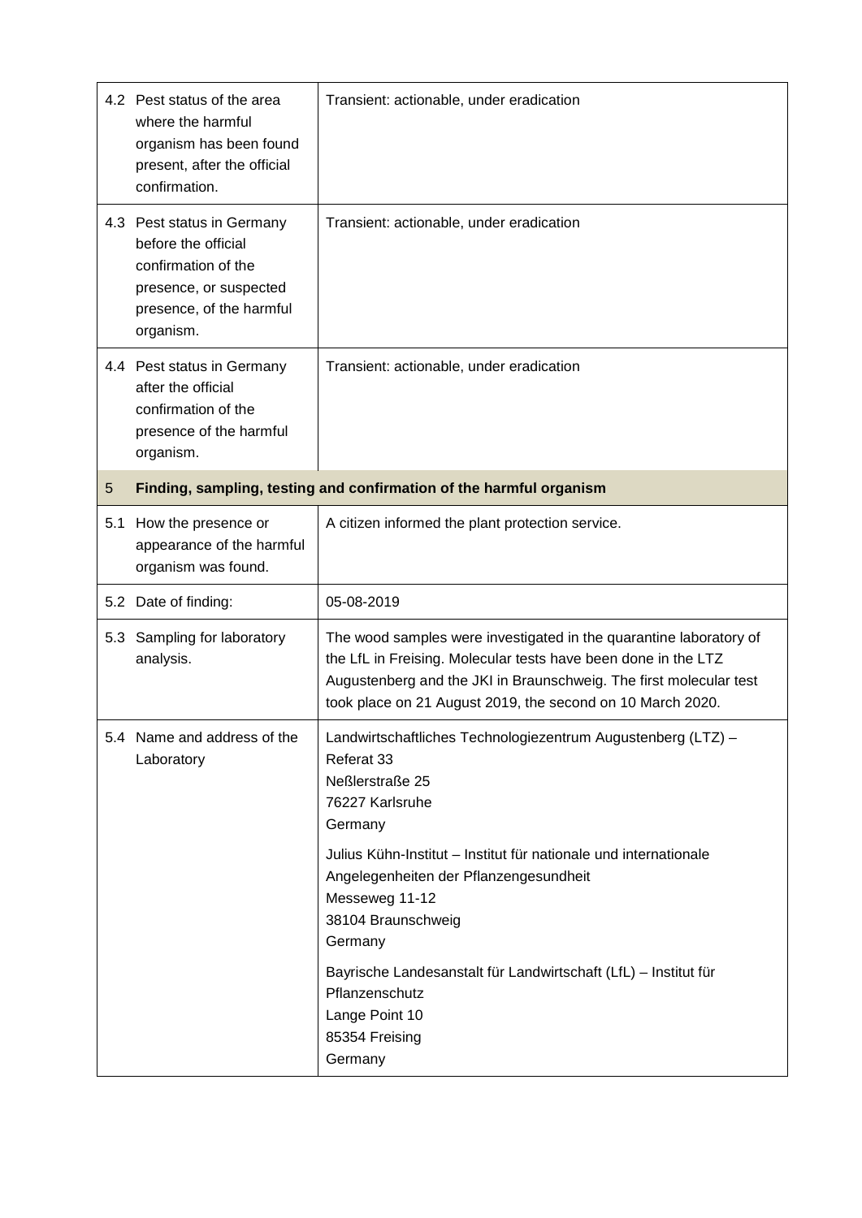| | |
|---|---|
| 4.2 Pest status of the area where the harmful organism has been found present, after the official confirmation. | Transient: actionable, under eradication |
| 4.3 Pest status in Germany before the official confirmation of the presence, or suspected presence, of the harmful organism. | Transient: actionable, under eradication |
| 4.4 Pest status in Germany after the official confirmation of the presence of the harmful organism. | Transient: actionable, under eradication |
| **5 Finding, sampling, testing and confirmation of the harmful organism** | |
| 5.1 How the presence or appearance of the harmful organism was found. | A citizen informed the plant protection service. |
| 5.2 Date of finding: | 05-08-2019 |
| 5.3 Sampling for laboratory analysis. | The wood samples were investigated in the quarantine laboratory of the LfL in Freising. Molecular tests have been done in the LTZ Augustenberg and the JKI in Braunschweig. The first molecular test took place on 21 August 2019, the second on 10 March 2020. |
| 5.4 Name and address of the Laboratory | Landwirtschaftliches Technologiezentrum Augustenberg (LTZ) – Referat 33<br>Neßlerstraße 25<br>76227 Karlsruhe<br>Germany<br><br>Julius Kühn-Institut – Institut für nationale und internationale Angelegenheiten der Pflanzengesundheit<br>Messeweg 11-12<br>38104 Braunschweig<br>Germany<br><br>Bayrische Landesanstalt für Landwirtschaft (LfL) – Institut für Pflanzenschutz<br>Lange Point 10<br>85354 Freising<br>Germany |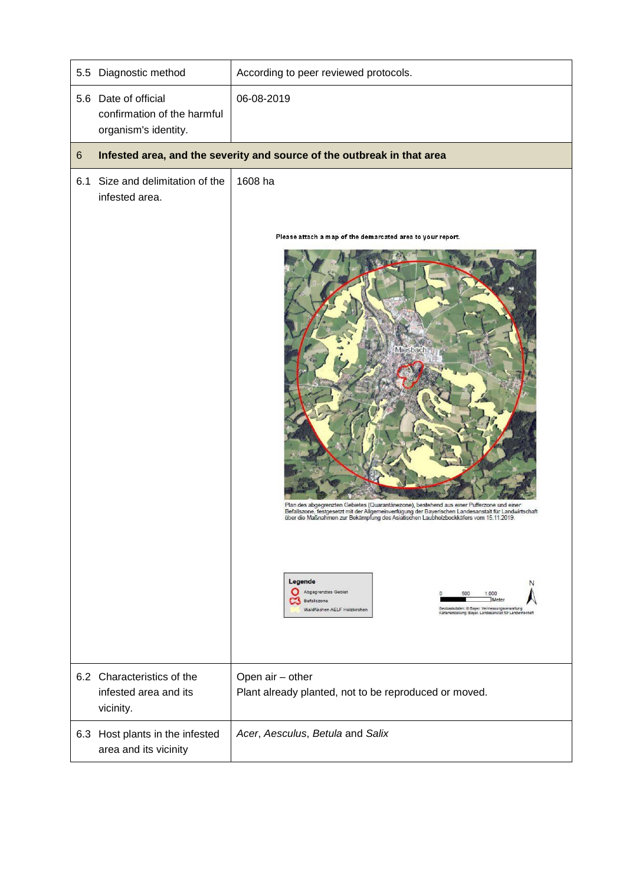| | |
|---|---|
| 5.5 Diagnostic method | According to peer reviewed protocols. |
| 5.6 Date of official confirmation of the harmful organism's identity. | 06-08-2019 |
| **6 Infested area, and the severity and source of the outbreak in that area** | |
| 6.1 Size and delimitation of the infested area. | 1608 ha<br><br>Please attach a map of the demarcated area to your report.<br><br>Plan des abgegrenzten Gebietes (Quarantänezone), bestehend aus einer Pufferzone und einer Befallszone, festgesetzt mit der Allgemeinverfügung der Bayerischen Landesanstalt für Landwirtschaft über die Maßnahmen zur Bekämpfung des Asiatischen Laubholzbockkäfers vom 15.11.2019.<br><br>Legende: Abgegrenztes Gebiet; Befallszone; Waldflächen AELF Holzkirchen<br><br>0 500 1.000 Meter<br><br>Geobasisdaten: © Bayer. Vermessungsverwaltung<br>Kartenerstellung: Bayer. Landesanstalt für Landwirtschaft |
| 6.2 Characteristics of the infested area and its vicinity. | Open air – other<br>Plant already planted, not to be reproduced or moved. |
| 6.3 Host plants in the infested area and its vicinity | *Acer*, *Aesculus*, *Betula* and *Salix* |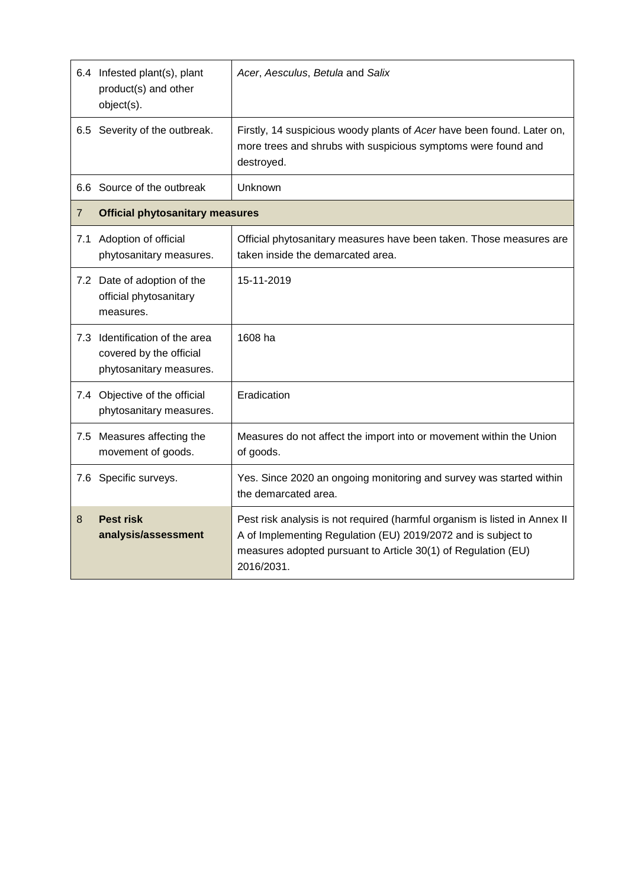| | | |
|---|---|---|
| 6.4 | Infested plant(s), plant product(s) and other object(s). | *Acer*, *Aesculus*, *Betula* and *Salix* |
| 6.5 | Severity of the outbreak. | Firstly, 14 suspicious woody plants of *Acer* have been found. Later on, more trees and shrubs with suspicious symptoms were found and destroyed. |
| 6.6 | Source of the outbreak | Unknown |
| 7 | **Official phytosanitary measures** | |
| 7.1 | Adoption of official phytosanitary measures. | Official phytosanitary measures have been taken. Those measures are taken inside the demarcated area. |
| 7.2 | Date of adoption of the official phytosanitary measures. | 15-11-2019 |
| 7.3 | Identification of the area covered by the official phytosanitary measures. | 1608 ha |
| 7.4 | Objective of the official phytosanitary measures. | Eradication |
| 7.5 | Measures affecting the movement of goods. | Measures do not affect the import into or movement within the Union of goods. |
| 7.6 | Specific surveys. | Yes. Since 2020 an ongoing monitoring and survey was started within the demarcated area. |
| 8 | **Pest risk analysis/assessment** | Pest risk analysis is not required (harmful organism is listed in Annex II A of Implementing Regulation (EU) 2019/2072 and is subject to measures adopted pursuant to Article 30(1) of Regulation (EU) 2016/2031. |